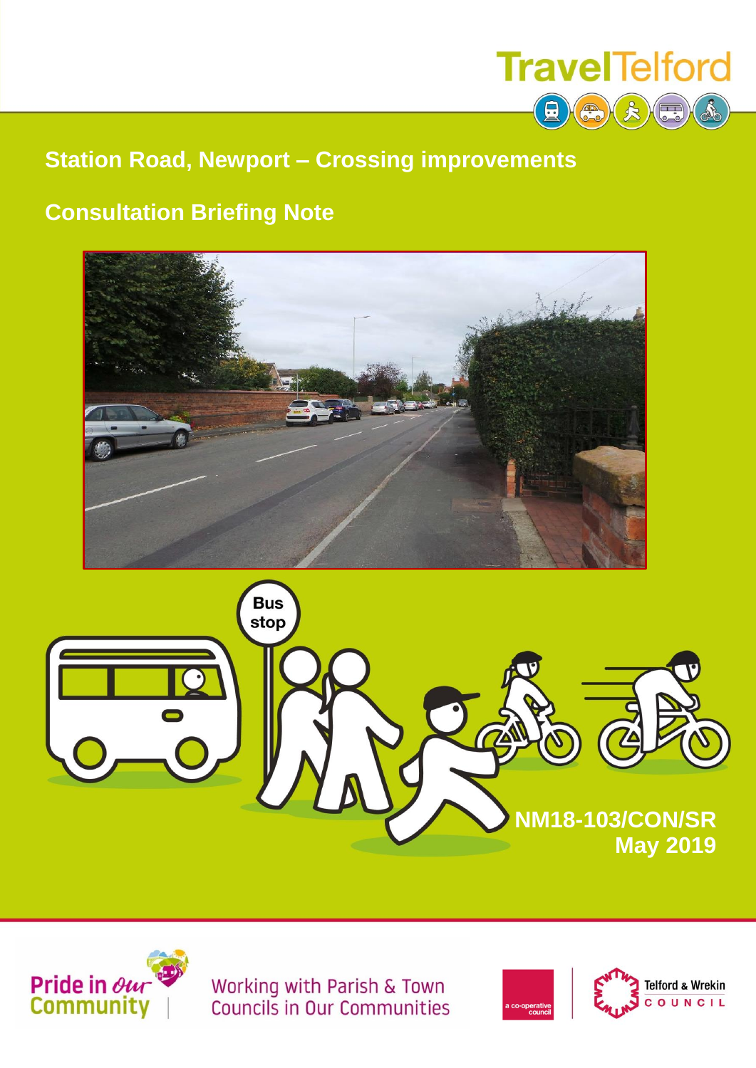TravelTelford

# Station Road, Newport – Crossing improvements

## Consultation Briefing Note

**NM18-103/CON/SR**
**May 2019**

Pride in Our Community | Working with Parish & Town Councils in Our Communities

a co-operative council

Telford & Wrekin COUNCIL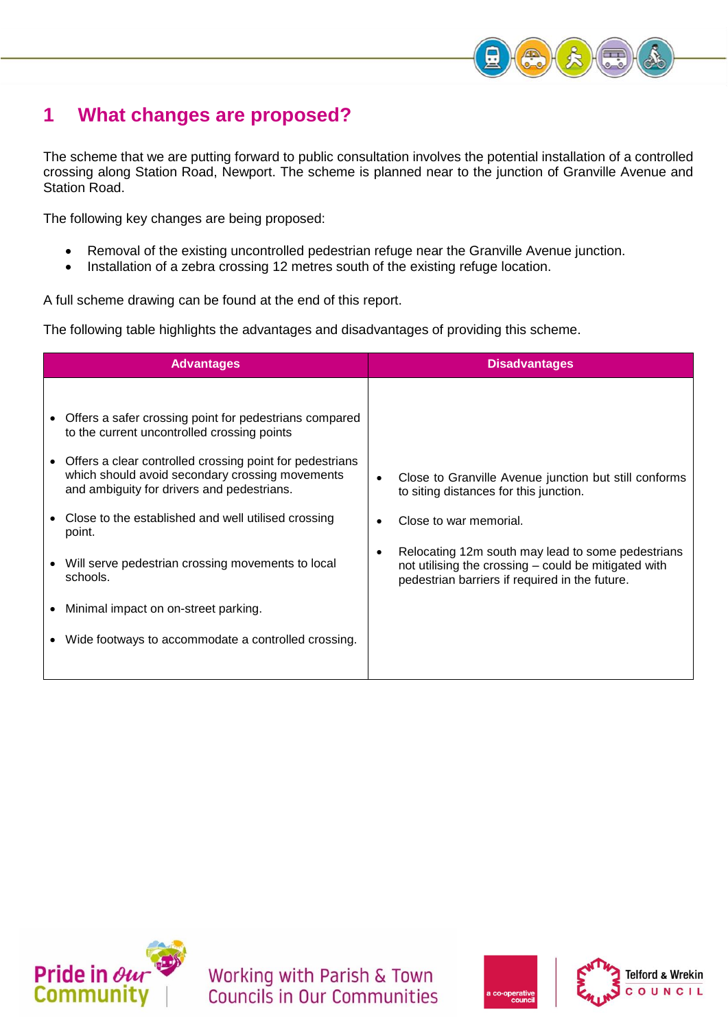# 1 What changes are proposed?

The scheme that we are putting forward to public consultation involves the potential installation of a controlled crossing along Station Road, Newport. The scheme is planned near to the junction of Granville Avenue and Station Road.

The following key changes are being proposed:

- Removal of the existing uncontrolled pedestrian refuge near the Granville Avenue junction.
- Installation of a zebra crossing 12 metres south of the existing refuge location.

A full scheme drawing can be found at the end of this report.

The following table highlights the advantages and disadvantages of providing this scheme.

| Advantages | Disadvantages |
|---|---|
| • Offers a safer crossing point for pedestrians compared to the current uncontrolled crossing points<br>• Offers a clear controlled crossing point for pedestrians which should avoid secondary crossing movements and ambiguity for drivers and pedestrians.<br>• Close to the established and well utilised crossing point.<br>• Will serve pedestrian crossing movements to local schools.<br>• Minimal impact on on-street parking.<br>• Wide footways to accommodate a controlled crossing. | • Close to Granville Avenue junction but still conforms to siting distances for this junction.<br>• Close to war memorial.<br>• Relocating 12m south may lead to some pedestrians not utilising the crossing – could be mitigated with pedestrian barriers if required in the future. |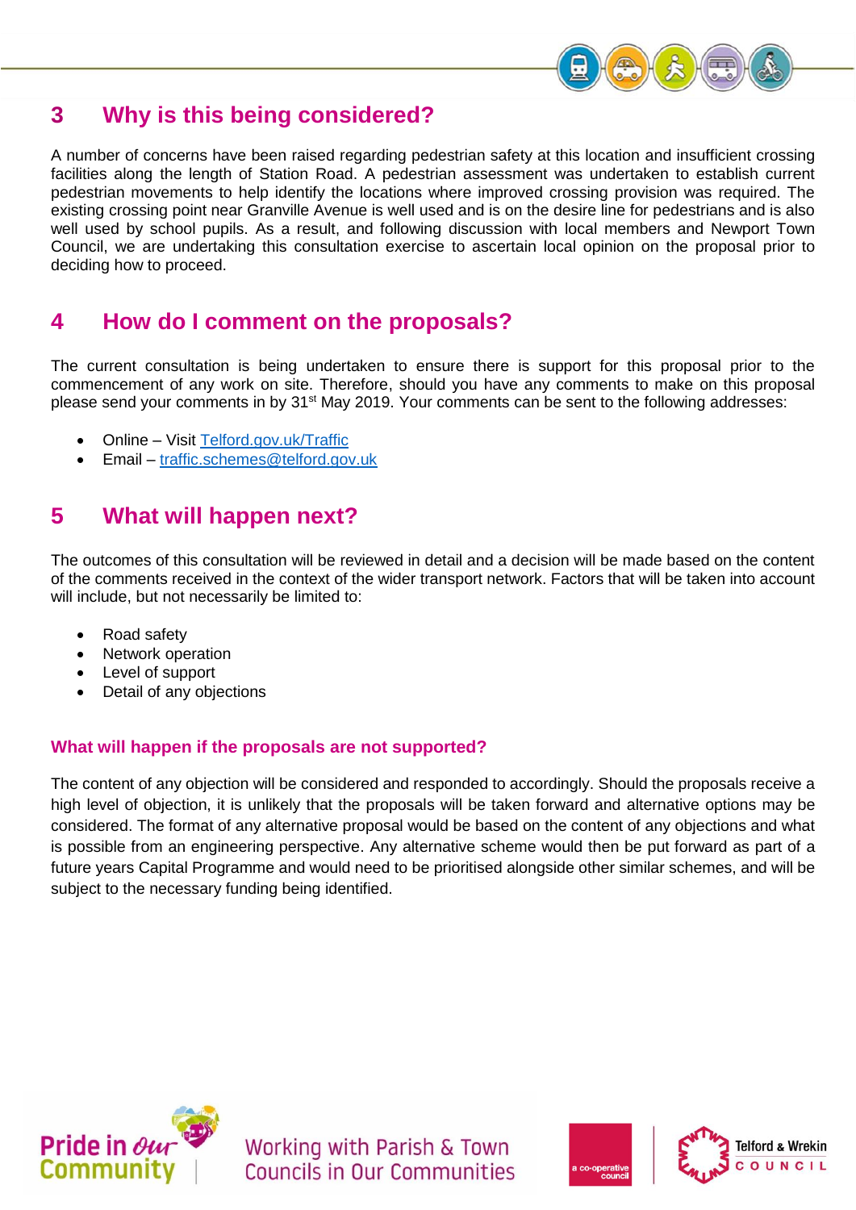## 3 Why is this being considered?

A number of concerns have been raised regarding pedestrian safety at this location and insufficient crossing facilities along the length of Station Road. A pedestrian assessment was undertaken to establish current pedestrian movements to help identify the locations where improved crossing provision was required. The existing crossing point near Granville Avenue is well used and is on the desire line for pedestrians and is also well used by school pupils. As a result, and following discussion with local members and Newport Town Council, we are undertaking this consultation exercise to ascertain local opinion on the proposal prior to deciding how to proceed.

## 4 How do I comment on the proposals?

The current consultation is being undertaken to ensure there is support for this proposal prior to the commencement of any work on site. Therefore, should you have any comments to make on this proposal please send your comments in by 31st May 2019. Your comments can be sent to the following addresses:

- Online – Visit Telford.gov.uk/Traffic
- Email – traffic.schemes@telford.gov.uk

## 5 What will happen next?

The outcomes of this consultation will be reviewed in detail and a decision will be made based on the content of the comments received in the context of the wider transport network. Factors that will be taken into account will include, but not necessarily be limited to:

- Road safety
- Network operation
- Level of support
- Detail of any objections

### What will happen if the proposals are not supported?

The content of any objection will be considered and responded to accordingly. Should the proposals receive a high level of objection, it is unlikely that the proposals will be taken forward and alternative options may be considered. The format of any alternative proposal would be based on the content of any objections and what is possible from an engineering perspective. Any alternative scheme would then be put forward as part of a future years Capital Programme and would need to be prioritised alongside other similar schemes, and will be subject to the necessary funding being identified.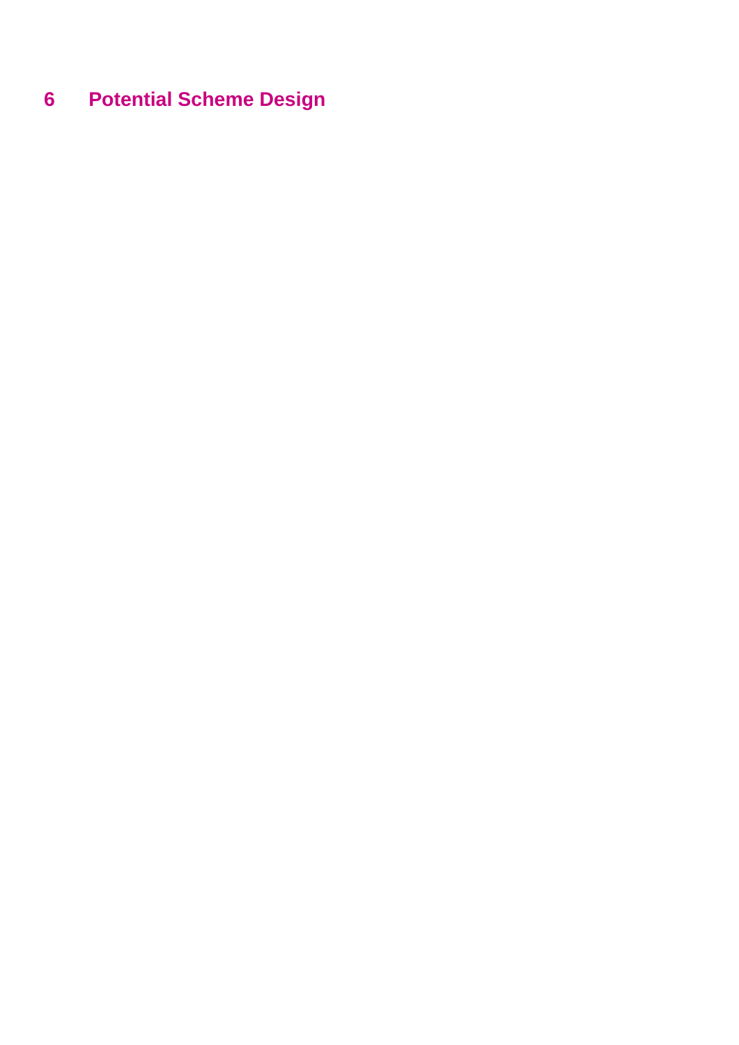# 6 Potential Scheme Design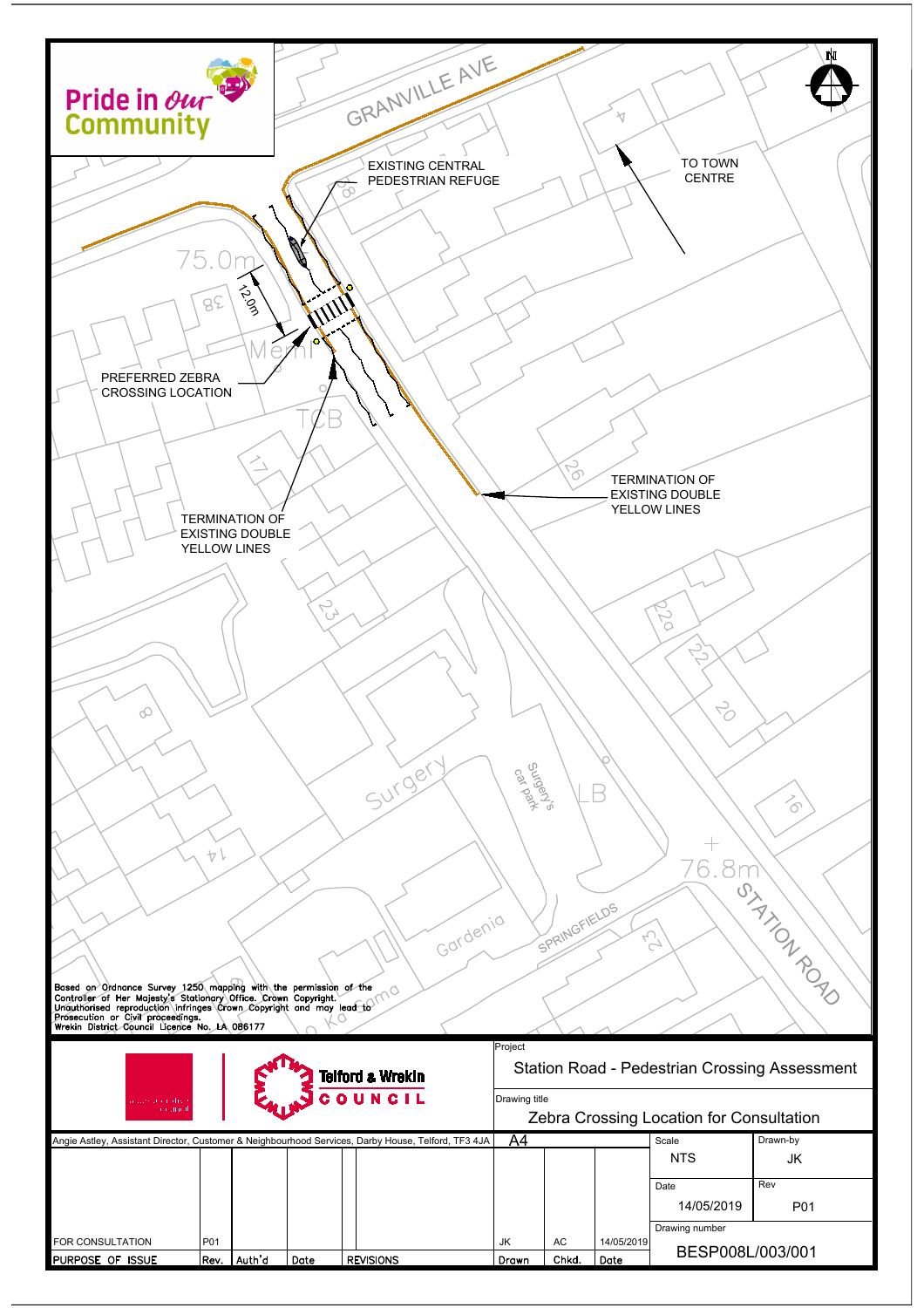Pride in our Community

GRANVILLE AVE

EXISTING CENTRAL PEDESTRIAN REFUGE

TO TOWN CENTRE

75.0m

12.0m

PREFERRED ZEBRA CROSSING LOCATION

TERMINATION OF EXISTING DOUBLE YELLOW LINES

TERMINATION OF EXISTING DOUBLE YELLOW LINES

Surgery

Surgery's car park

LB

76.8m

STATION ROAD

SPRINGFIELDS

Gardenia

Based on Ordnance Survey 1250 mapping with the permission of the Controller of Her Majesty's Stationary Office. Crown Copyright. Unauthorised reproduction infringes Crown Copyright and may lead to Prosecution or Civil proceedings.
Wrekin District Council Licence No. LA 086177

Telford & Wrekin COUNCIL

Project: Station Road - Pedestrian Crossing Assessment

Drawing title: Zebra Crossing Location for Consultation

Angie Astley, Assistant Director, Customer & Neighbourhood Services, Darby House, Telford, TF3 4JA

| | | | | | | | | | |
|---|---|---|---|---|---|---|---|---|---|
| FOR CONSULTATION | P01 | | | | JK | AC | 14/05/2019 | Scale: NTS | Drawn-by: JK |
| PURPOSE OF ISSUE | Rev. | Auth'd | Date | REVISIONS | Drawn | Chkd. | Date | Date: 14/05/2019 | Rev: P01 |

A4

Drawing number: BESP008L/003/001